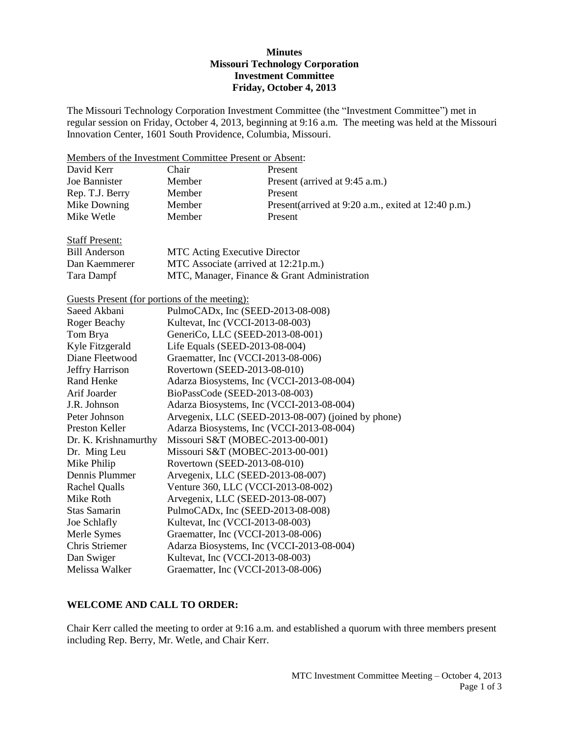**Minutes**
**Missouri Technology Corporation**
**Investment Committee**
**Friday, October 4, 2013**

The Missouri Technology Corporation Investment Committee (the "Investment Committee") met in regular session on Friday, October 4, 2013, beginning at 9:16 a.m. The meeting was held at the Missouri Innovation Center, 1601 South Providence, Columbia, Missouri.

Members of the Investment Committee Present or Absent:

| | | |
|---|---|---|
| David Kerr | Chair | Present |
| Joe Bannister | Member | Present (arrived at 9:45 a.m.) |
| Rep. T.J. Berry | Member | Present |
| Mike Downing | Member | Present(arrived at 9:20 a.m., exited at 12:40 p.m.) |
| Mike Wetle | Member | Present |

Staff Present:

| | |
|---|---|
| Bill Anderson | MTC Acting Executive Director |
| Dan Kaemmerer | MTC Associate (arrived at 12:21p.m.) |
| Tara Dampf | MTC, Manager, Finance & Grant Administration |

Guests Present (for portions of the meeting):

| | |
|---|---|
| Saeed Akbani | PulmoCADx, Inc (SEED-2013-08-008) |
| Roger Beachy | Kultevat, Inc (VCCI-2013-08-003) |
| Tom Brya | GeneriCo, LLC (SEED-2013-08-001) |
| Kyle Fitzgerald | Life Equals (SEED-2013-08-004) |
| Diane Fleetwood | Graematter, Inc (VCCI-2013-08-006) |
| Jeffry Harrison | Rovertown (SEED-2013-08-010) |
| Rand Henke | Adarza Biosystems, Inc (VCCI-2013-08-004) |
| Arif Joarder | BioPassCode (SEED-2013-08-003) |
| J.R. Johnson | Adarza Biosystems, Inc (VCCI-2013-08-004) |
| Peter Johnson | Arvegenix, LLC (SEED-2013-08-007) (joined by phone) |
| Preston Keller | Adarza Biosystems, Inc (VCCI-2013-08-004) |
| Dr. K. Krishnamurthy | Missouri S&T (MOBEC-2013-00-001) |
| Dr. Ming Leu | Missouri S&T (MOBEC-2013-00-001) |
| Mike Philip | Rovertown (SEED-2013-08-010) |
| Dennis Plummer | Arvegenix, LLC (SEED-2013-08-007) |
| Rachel Qualls | Venture 360, LLC (VCCI-2013-08-002) |
| Mike Roth | Arvegenix, LLC (SEED-2013-08-007) |
| Stas Samarin | PulmoCADx, Inc (SEED-2013-08-008) |
| Joe Schlafly | Kultevat, Inc (VCCI-2013-08-003) |
| Merle Symes | Graematter, Inc (VCCI-2013-08-006) |
| Chris Striemer | Adarza Biosystems, Inc (VCCI-2013-08-004) |
| Dan Swiger | Kultevat, Inc (VCCI-2013-08-003) |
| Melissa Walker | Graematter, Inc (VCCI-2013-08-006) |

## WELCOME AND CALL TO ORDER:

Chair Kerr called the meeting to order at 9:16 a.m. and established a quorum with three members present including Rep. Berry, Mr. Wetle, and Chair Kerr.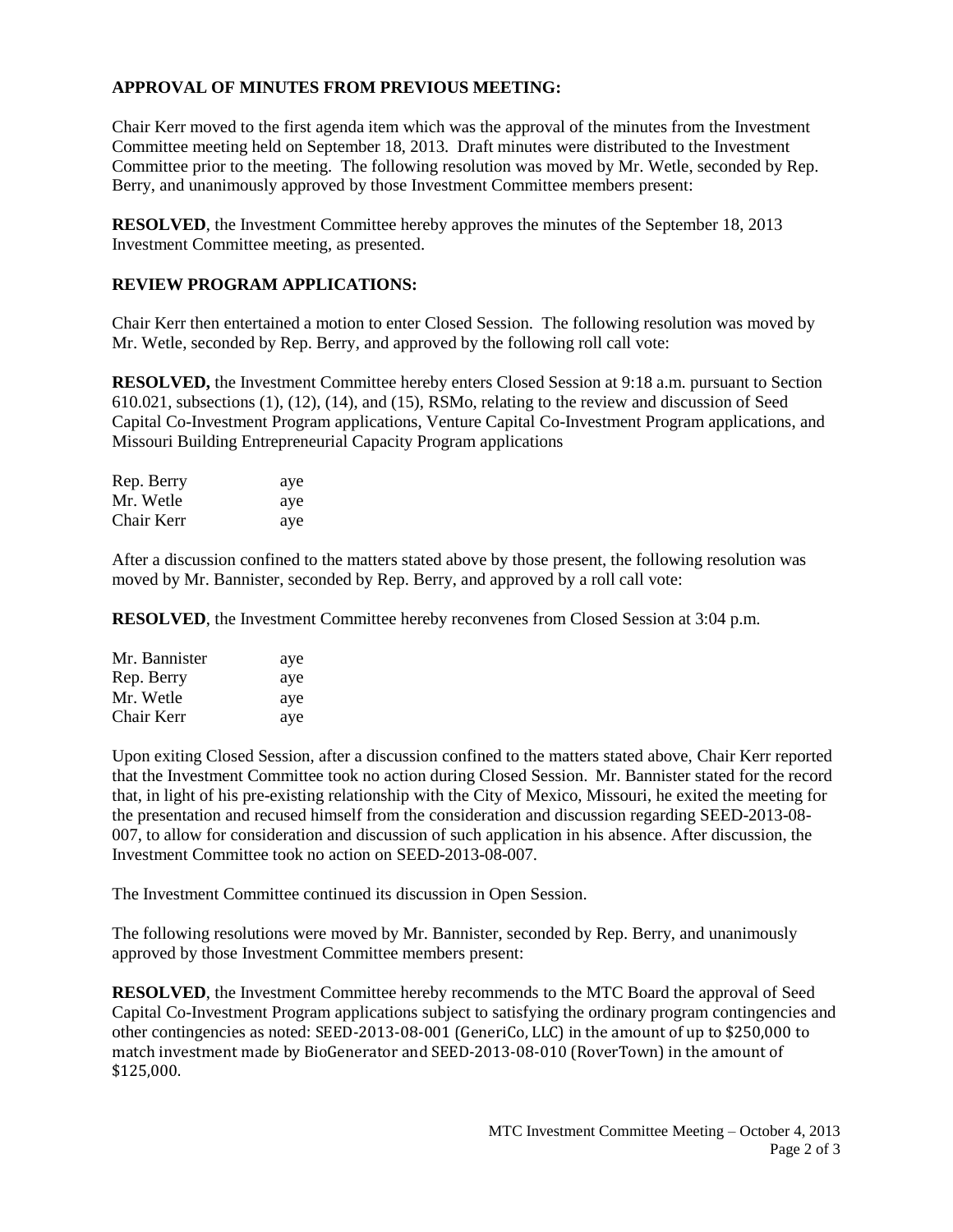**APPROVAL OF MINUTES FROM PREVIOUS MEETING:**

Chair Kerr moved to the first agenda item which was the approval of the minutes from the Investment Committee meeting held on September 18, 2013. Draft minutes were distributed to the Investment Committee prior to the meeting. The following resolution was moved by Mr. Wetle, seconded by Rep. Berry, and unanimously approved by those Investment Committee members present:

**RESOLVED**, the Investment Committee hereby approves the minutes of the September 18, 2013 Investment Committee meeting, as presented.

**REVIEW PROGRAM APPLICATIONS:**

Chair Kerr then entertained a motion to enter Closed Session. The following resolution was moved by Mr. Wetle, seconded by Rep. Berry, and approved by the following roll call vote:

**RESOLVED,** the Investment Committee hereby enters Closed Session at 9:18 a.m. pursuant to Section 610.021, subsections (1), (12), (14), and (15), RSMo, relating to the review and discussion of Seed Capital Co-Investment Program applications, Venture Capital Co-Investment Program applications, and Missouri Building Entrepreneurial Capacity Program applications

| | |
|---|---|
| Rep. Berry | aye |
| Mr. Wetle | aye |
| Chair Kerr | aye |

After a discussion confined to the matters stated above by those present, the following resolution was moved by Mr. Bannister, seconded by Rep. Berry, and approved by a roll call vote:

**RESOLVED**, the Investment Committee hereby reconvenes from Closed Session at 3:04 p.m.

| | |
|---|---|
| Mr. Bannister | aye |
| Rep. Berry | aye |
| Mr. Wetle | aye |
| Chair Kerr | aye |

Upon exiting Closed Session, after a discussion confined to the matters stated above, Chair Kerr reported that the Investment Committee took no action during Closed Session. Mr. Bannister stated for the record that, in light of his pre-existing relationship with the City of Mexico, Missouri, he exited the meeting for the presentation and recused himself from the consideration and discussion regarding SEED-2013-08-007, to allow for consideration and discussion of such application in his absence. After discussion, the Investment Committee took no action on SEED-2013-08-007.

The Investment Committee continued its discussion in Open Session.

The following resolutions were moved by Mr. Bannister, seconded by Rep. Berry, and unanimously approved by those Investment Committee members present:

**RESOLVED**, the Investment Committee hereby recommends to the MTC Board the approval of Seed Capital Co-Investment Program applications subject to satisfying the ordinary program contingencies and other contingencies as noted: SEED-2013-08-001 (GeneriCo, LLC) in the amount of up to $250,000 to match investment made by BioGenerator and SEED-2013-08-010 (RoverTown) in the amount of $125,000.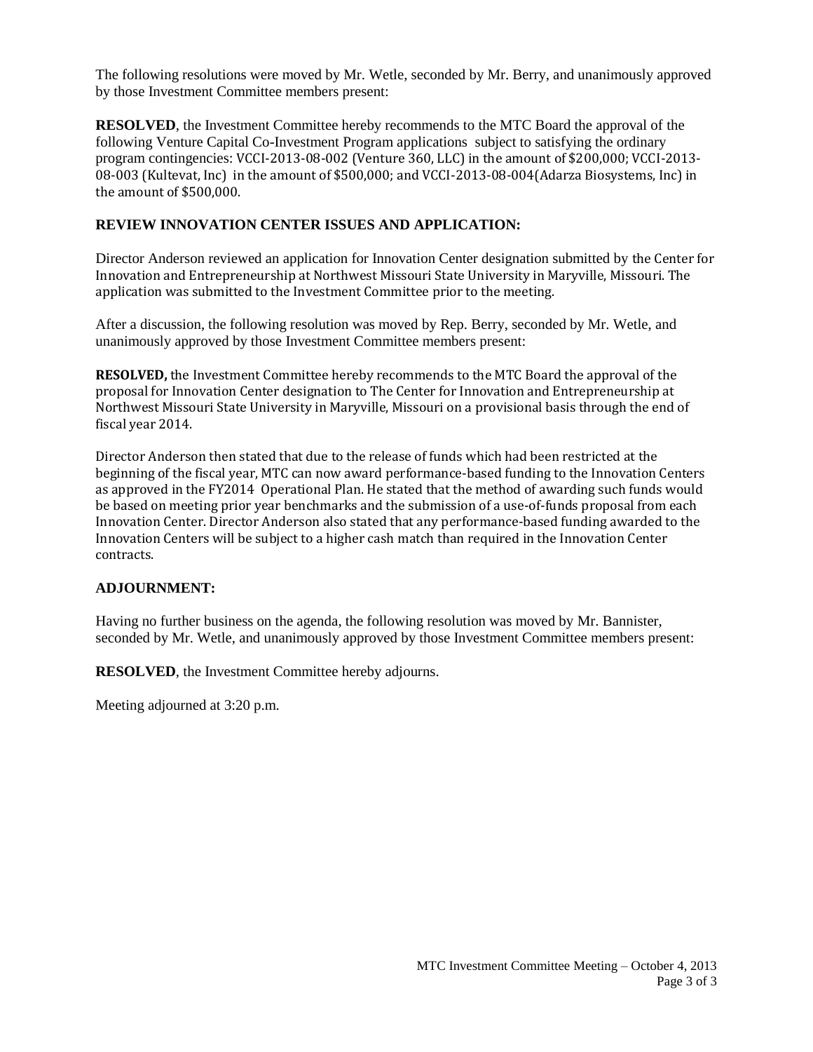The following resolutions were moved by Mr. Wetle, seconded by Mr. Berry, and unanimously approved by those Investment Committee members present:

**RESOLVED**, the Investment Committee hereby recommends to the MTC Board the approval of the following Venture Capital Co-Investment Program applications subject to satisfying the ordinary program contingencies: VCCI-2013-08-002 (Venture 360, LLC) in the amount of $200,000; VCCI-2013-08-003 (Kultevat, Inc) in the amount of $500,000; and VCCI-2013-08-004(Adarza Biosystems, Inc) in the amount of $500,000.

## REVIEW INNOVATION CENTER ISSUES AND APPLICATION:

Director Anderson reviewed an application for Innovation Center designation submitted by the Center for Innovation and Entrepreneurship at Northwest Missouri State University in Maryville, Missouri. The application was submitted to the Investment Committee prior to the meeting.

After a discussion, the following resolution was moved by Rep. Berry, seconded by Mr. Wetle, and unanimously approved by those Investment Committee members present:

**RESOLVED,** the Investment Committee hereby recommends to the MTC Board the approval of the proposal for Innovation Center designation to The Center for Innovation and Entrepreneurship at Northwest Missouri State University in Maryville, Missouri on a provisional basis through the end of fiscal year 2014.

Director Anderson then stated that due to the release of funds which had been restricted at the beginning of the fiscal year, MTC can now award performance-based funding to the Innovation Centers as approved in the FY2014 Operational Plan. He stated that the method of awarding such funds would be based on meeting prior year benchmarks and the submission of a use-of-funds proposal from each Innovation Center. Director Anderson also stated that any performance-based funding awarded to the Innovation Centers will be subject to a higher cash match than required in the Innovation Center contracts.

## ADJOURNMENT:

Having no further business on the agenda, the following resolution was moved by Mr. Bannister, seconded by Mr. Wetle, and unanimously approved by those Investment Committee members present:

**RESOLVED**, the Investment Committee hereby adjourns.

Meeting adjourned at 3:20 p.m.